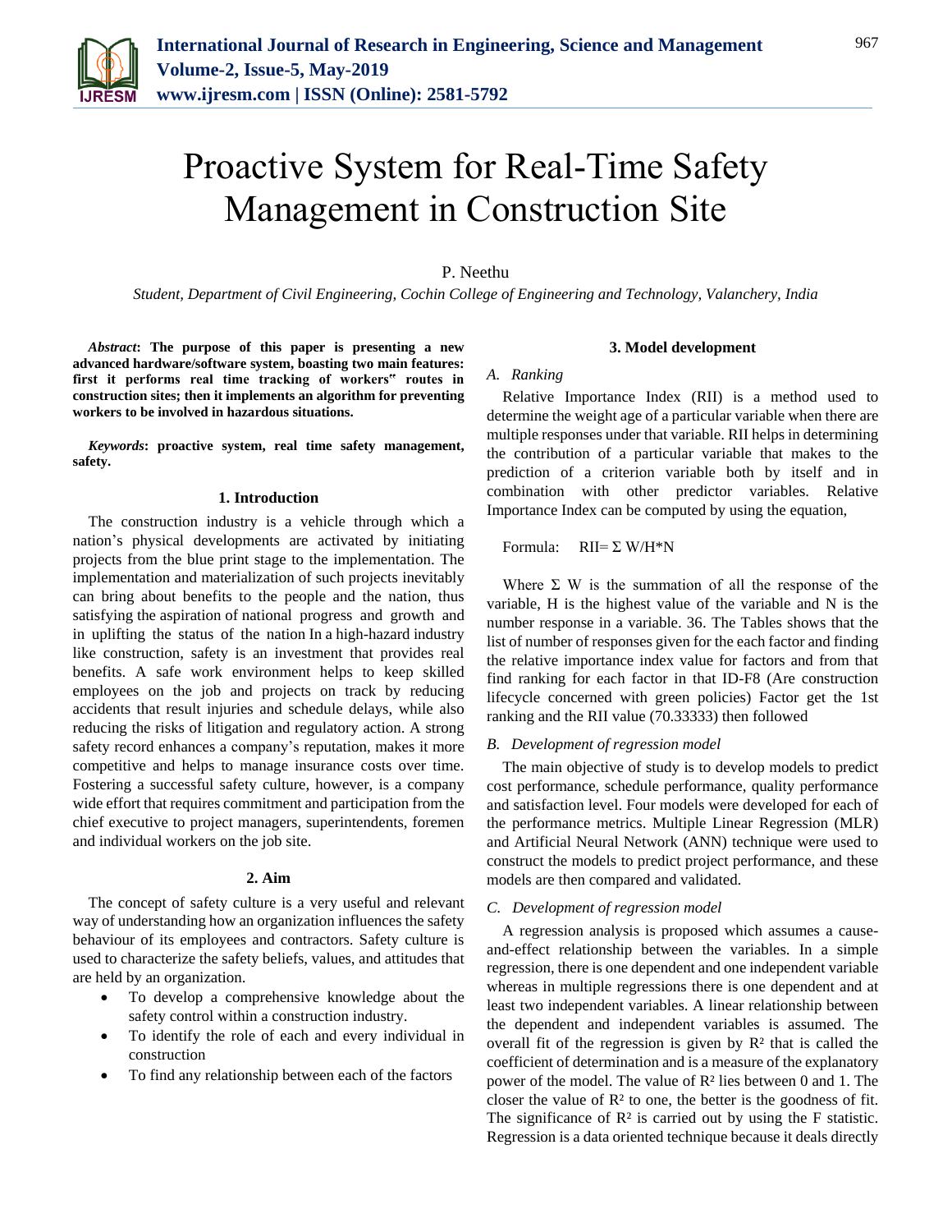# Proactive System for Real-Time Safety Management in Construction Site

P. Neethu

*Student, Department of Civil Engineering, Cochin College of Engineering and Technology, Valanchery, India*

***Abstract*: The purpose of this paper is presenting a new advanced hardware/software system, boasting two main features: first it performs real time tracking of workers‟ routes in construction sites; then it implements an algorithm for preventing workers to be involved in hazardous situations.**

***Keywords*: proactive system, real time safety management, safety.**

## 1. Introduction

The construction industry is a vehicle through which a nation's physical developments are activated by initiating projects from the blue print stage to the implementation. The implementation and materialization of such projects inevitably can bring about benefits to the people and the nation, thus satisfying the aspiration of national progress and growth and in uplifting the status of the nation In a high-hazard industry like construction, safety is an investment that provides real benefits. A safe work environment helps to keep skilled employees on the job and projects on track by reducing accidents that result injuries and schedule delays, while also reducing the risks of litigation and regulatory action. A strong safety record enhances a company's reputation, makes it more competitive and helps to manage insurance costs over time. Fostering a successful safety culture, however, is a company wide effort that requires commitment and participation from the chief executive to project managers, superintendents, foremen and individual workers on the job site.

## 2. Aim

The concept of safety culture is a very useful and relevant way of understanding how an organization influences the safety behaviour of its employees and contractors. Safety culture is used to characterize the safety beliefs, values, and attitudes that are held by an organization.

- To develop a comprehensive knowledge about the safety control within a construction industry.
- To identify the role of each and every individual in construction
- To find any relationship between each of the factors

## 3. Model development

### *A. Ranking*

Relative Importance Index (RII) is a method used to determine the weight age of a particular variable when there are multiple responses under that variable. RII helps in determining the contribution of a particular variable that makes to the prediction of a criterion variable both by itself and in combination with other predictor variables. Relative Importance Index can be computed by using the equation,

Formula: $RII = \Sigma W/H*N$

Where $\Sigma$ W is the summation of all the response of the variable, H is the highest value of the variable and N is the number response in a variable. 36. The Tables shows that the list of number of responses given for the each factor and finding the relative importance index value for factors and from that find ranking for each factor in that ID-F8 (Are construction lifecycle concerned with green policies) Factor get the 1st ranking and the RII value (70.33333) then followed

### *B. Development of regression model*

The main objective of study is to develop models to predict cost performance, schedule performance, quality performance and satisfaction level. Four models were developed for each of the performance metrics. Multiple Linear Regression (MLR) and Artificial Neural Network (ANN) technique were used to construct the models to predict project performance, and these models are then compared and validated.

### *C. Development of regression model*

A regression analysis is proposed which assumes a cause-and-effect relationship between the variables. In a simple regression, there is one dependent and one independent variable whereas in multiple regressions there is one dependent and at least two independent variables. A linear relationship between the dependent and independent variables is assumed. The overall fit of the regression is given by $R^2$ that is called the coefficient of determination and is a measure of the explanatory power of the model. The value of $R^2$ lies between 0 and 1. The closer the value of $R^2$ to one, the better is the goodness of fit. The significance of $R^2$ is carried out by using the F statistic. Regression is a data oriented technique because it deals directly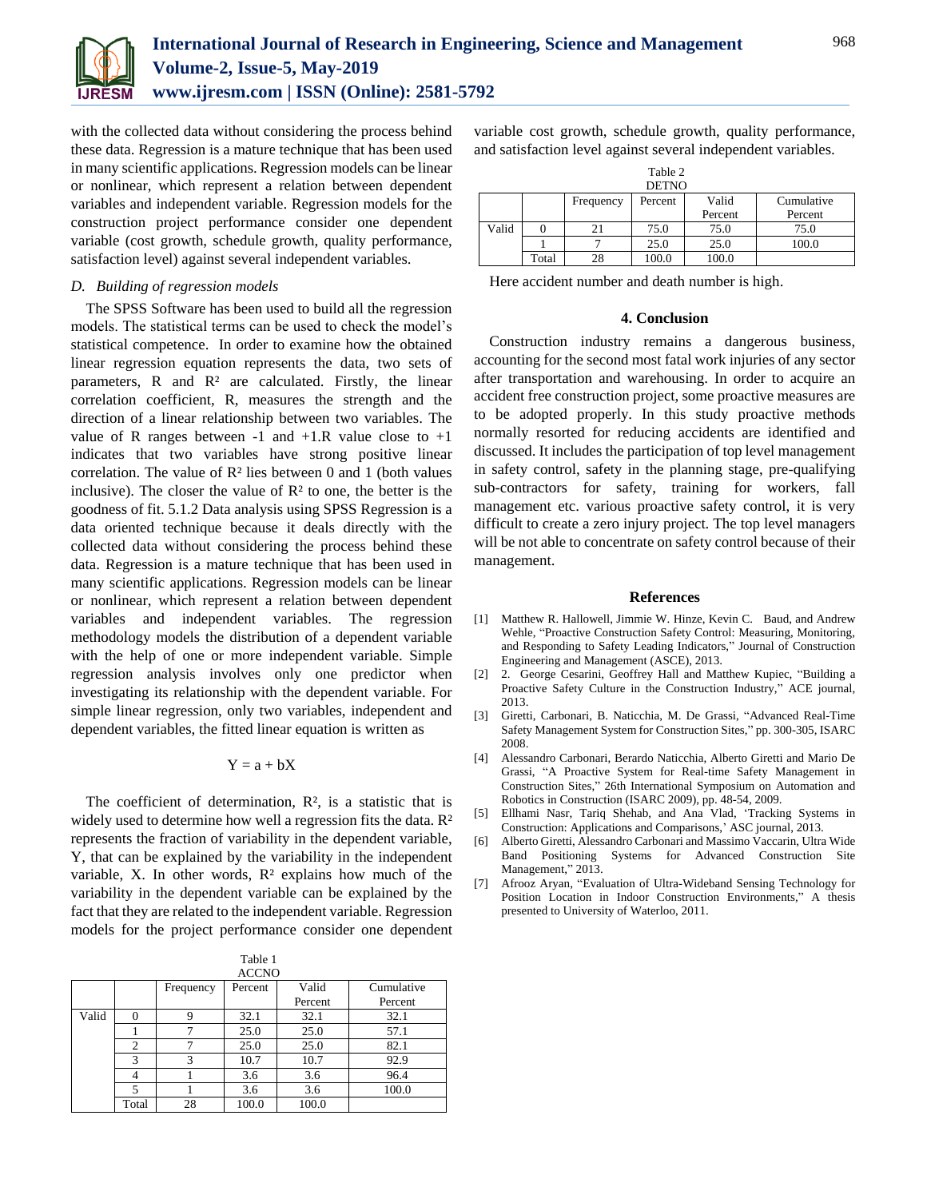with the collected data without considering the process behind these data. Regression is a mature technique that has been used in many scientific applications. Regression models can be linear or nonlinear, which represent a relation between dependent variables and independent variable. Regression models for the construction project performance consider one dependent variable (cost growth, schedule growth, quality performance, satisfaction level) against several independent variables.

### *D. Building of regression models*

The SPSS Software has been used to build all the regression models. The statistical terms can be used to check the model's statistical competence. In order to examine how the obtained linear regression equation represents the data, two sets of parameters, R and $R^2$ are calculated. Firstly, the linear correlation coefficient, R, measures the strength and the direction of a linear relationship between two variables. The value of R ranges between -1 and +1.R value close to +1 indicates that two variables have strong positive linear correlation. The value of $R^2$ lies between 0 and 1 (both values inclusive). The closer the value of $R^2$ to one, the better is the goodness of fit. 5.1.2 Data analysis using SPSS Regression is a data oriented technique because it deals directly with the collected data without considering the process behind these data. Regression is a mature technique that has been used in many scientific applications. Regression models can be linear or nonlinear, which represent a relation between dependent variables and independent variables. The regression methodology models the distribution of a dependent variable with the help of one or more independent variables. Simple regression analysis involves only one predictor when investigating its relationship with the dependent variable. For simple linear regression, only two variables, independent and dependent variables, the fitted linear equation is written as

$$Y = a + bX$$

The coefficient of determination, $R^2$, is a statistic that is widely used to determine how well a regression fits the data. $R^2$ represents the fraction of variability in the dependent variable, Y, that can be explained by the variability in the independent variable, X. In other words, $R^2$ explains how much of the variability in the dependent variable can be explained by the fact that they are related to the independent variable. Regression models for the project performance consider one dependent variable cost growth, schedule growth, quality performance, and satisfaction level against several independent variables.

Table 1
ACCNO

| | | Frequency | Percent | Valid Percent | Cumulative Percent |
|---|---|---|---|---|---|
| Valid | 0 | 9 | 32.1 | 32.1 | 32.1 |
| | 1 | 7 | 25.0 | 25.0 | 57.1 |
| | 2 | 7 | 25.0 | 25.0 | 82.1 |
| | 3 | 3 | 10.7 | 10.7 | 92.9 |
| | 4 | 1 | 3.6 | 3.6 | 96.4 |
| | 5 | 1 | 3.6 | 3.6 | 100.0 |
| | Total | 28 | 100.0 | 100.0 | |

Table 2
DETNO

| | | Frequency | Percent | Valid Percent | Cumulative Percent |
|---|---|---|---|---|---|
| Valid | 0 | 21 | 75.0 | 75.0 | 75.0 |
| | 1 | 7 | 25.0 | 25.0 | 100.0 |
| | Total | 28 | 100.0 | 100.0 | |

Here accident number and death number is high.

## 4. Conclusion

Construction industry remains a dangerous business, accounting for the second most fatal work injuries of any sector after transportation and warehousing. In order to acquire an accident free construction project, some proactive measures are to be adopted properly. In this study proactive methods normally resorted for reducing accidents are identified and discussed. It includes the participation of top level management in safety control, safety in the planning stage, pre-qualifying sub-contractors for safety, training for workers, fall management etc. various proactive safety control, it is very difficult to create a zero injury project. The top level managers will be not able to concentrate on safety control because of their management.

## References

[1] Matthew R. Hallowell, Jimmie W. Hinze, Kevin C. Baud, and Andrew Wehle, "Proactive Construction Safety Control: Measuring, Monitoring, and Responding to Safety Leading Indicators," Journal of Construction Engineering and Management (ASCE), 2013.

[2] 2. George Cesarini, Geoffrey Hall and Matthew Kupiec, "Building a Proactive Safety Culture in the Construction Industry," ACE journal, 2013.

[3] Giretti, Carbonari, B. Naticchia, M. De Grassi, "Advanced Real-Time Safety Management System for Construction Sites," pp. 300-305, ISARC 2008.

[4] Alessandro Carbonari, Berardo Naticchia, Alberto Giretti and Mario De Grassi, "A Proactive System for Real-time Safety Management in Construction Sites," 26th International Symposium on Automation and Robotics in Construction (ISARC 2009), pp. 48-54, 2009.

[5] Ellhami Nasr, Tariq Shehab, and Ana Vlad, 'Tracking Systems in Construction: Applications and Comparisons,' ASC journal, 2013.

[6] Alberto Giretti, Alessandro Carbonari and Massimo Vaccarin, Ultra Wide Band Positioning Systems for Advanced Construction Site Management," 2013.

[7] Afrooz Aryan, "Evaluation of Ultra-Wideband Sensing Technology for Position Location in Indoor Construction Environments," A thesis presented to University of Waterloo, 2011.